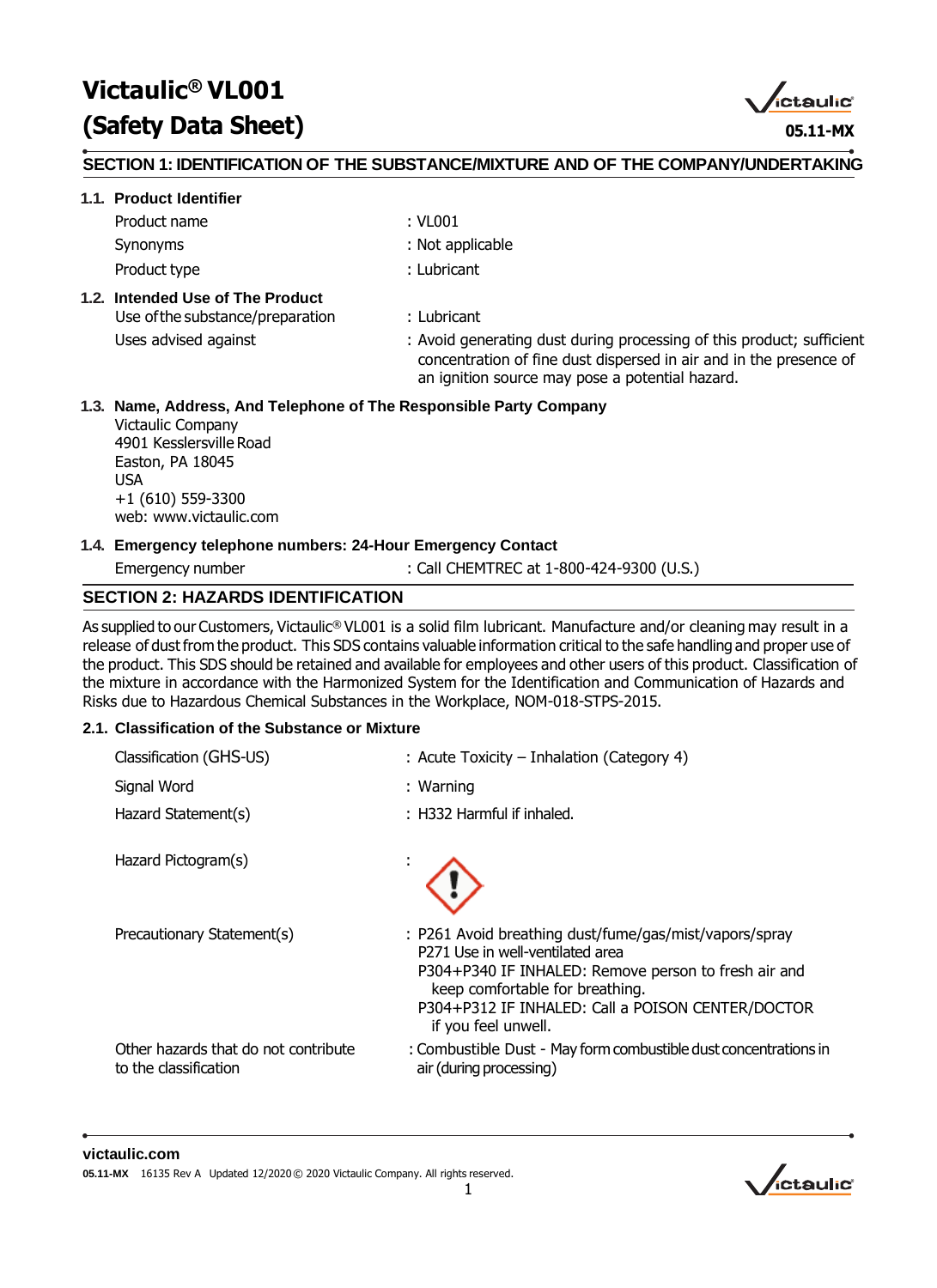# Victaulic® VL001
# (Safety Data Sheet)

05.11-MX

## SECTION 1: IDENTIFICATION OF THE SUBSTANCE/MIXTURE AND OF THE COMPANY/UNDERTAKING

### 1.1. Product Identifier

| | |
|---|---|
| Product name | : VL001 |
| Synonyms | : Not applicable |
| Product type | : Lubricant |

### 1.2. Intended Use of The Product

| | |
|---|---|
| Use of the substance/preparation | : Lubricant |
| Uses advised against | : Avoid generating dust during processing of this product; sufficient concentration of fine dust dispersed in air and in the presence of an ignition source may pose a potential hazard. |

### 1.3. Name, Address, And Telephone of The Responsible Party Company

Victaulic Company
4901 Kesslersville Road
Easton, PA 18045
USA
+1 (610) 559-3300
web: www.victaulic.com

### 1.4. Emergency telephone numbers: 24-Hour Emergency Contact

| | |
|---|---|
| Emergency number | : Call CHEMTREC at 1-800-424-9300 (U.S.) |

## SECTION 2: HAZARDS IDENTIFICATION

As supplied to our Customers, Victaulic® VL001 is a solid film lubricant. Manufacture and/or cleaning may result in a release of dust from the product. This SDS contains valuable information critical to the safe handling and proper use of the product. This SDS should be retained and available for employees and other users of this product. Classification of the mixture in accordance with the Harmonized System for the Identification and Communication of Hazards and Risks due to Hazardous Chemical Substances in the Workplace, NOM-018-STPS-2015.

### 2.1. Classification of the Substance or Mixture

| | |
|---|---|
| Classification (GHS-US) | : Acute Toxicity – Inhalation (Category 4) |
| Signal Word | : Warning |
| Hazard Statement(s) | : H332 Harmful if inhaled. |
| Hazard Pictogram(s) | : |
| Precautionary Statement(s) | : P261 Avoid breathing dust/fume/gas/mist/vapors/spray<br>P271 Use in well-ventilated area<br>P304+P340 IF INHALED: Remove person to fresh air and keep comfortable for breathing.<br>P304+P312 IF INHALED: Call a POISON CENTER/DOCTOR if you feel unwell. |
| Other hazards that do not contribute to the classification | : Combustible Dust - May form combustible dust concentrations in air (during processing) |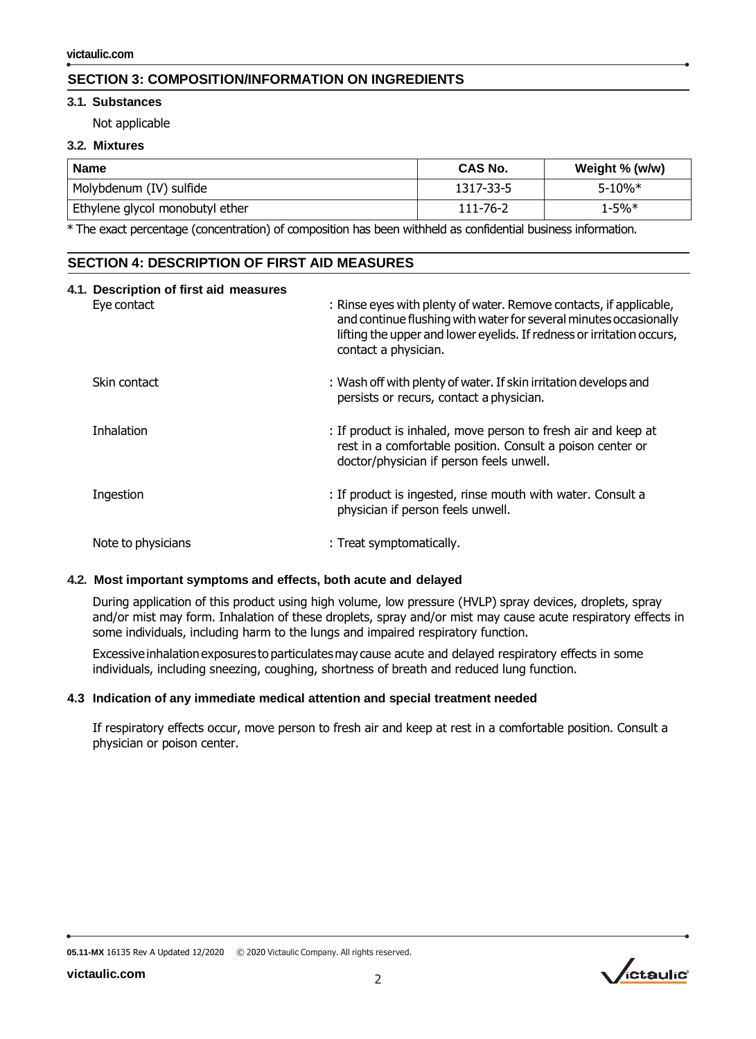## SECTION 3: COMPOSITION/INFORMATION ON INGREDIENTS

### 3.1. Substances

Not applicable

### 3.2. Mixtures

| Name | CAS No. | Weight % (w/w) |
| --- | --- | --- |
| Molybdenum (IV) sulfide | 1317-33-5 | 5-10%* |
| Ethylene glycol monobutyl ether | 111-76-2 | 1-5%* |

* The exact percentage (concentration) of composition has been withheld as confidential business information.

## SECTION 4: DESCRIPTION OF FIRST AID MEASURES

### 4.1. Description of first aid measures

Eye contact : Rinse eyes with plenty of water. Remove contacts, if applicable, and continue flushing with water for several minutes occasionally lifting the upper and lower eyelids. If redness or irritation occurs, contact a physician.

Skin contact : Wash off with plenty of water. If skin irritation develops and persists or recurs, contact a physician.

Inhalation : If product is inhaled, move person to fresh air and keep at rest in a comfortable position. Consult a poison center or doctor/physician if person feels unwell.

Ingestion : If product is ingested, rinse mouth with water. Consult a physician if person feels unwell.

Note to physicians : Treat symptomatically.

### 4.2. Most important symptoms and effects, both acute and delayed

During application of this product using high volume, low pressure (HVLP) spray devices, droplets, spray and/or mist may form. Inhalation of these droplets, spray and/or mist may cause acute respiratory effects in some individuals, including harm to the lungs and impaired respiratory function.

Excessive inhalation exposures to particulates may cause acute and delayed respiratory effects in some individuals, including sneezing, coughing, shortness of breath and reduced lung function.

### 4.3 Indication of any immediate medical attention and special treatment needed

If respiratory effects occur, move person to fresh air and keep at rest in a comfortable position. Consult a physician or poison center.

05.11-MX 16135 Rev A Updated 12/2020 © 2020 Victaulic Company. All rights reserved.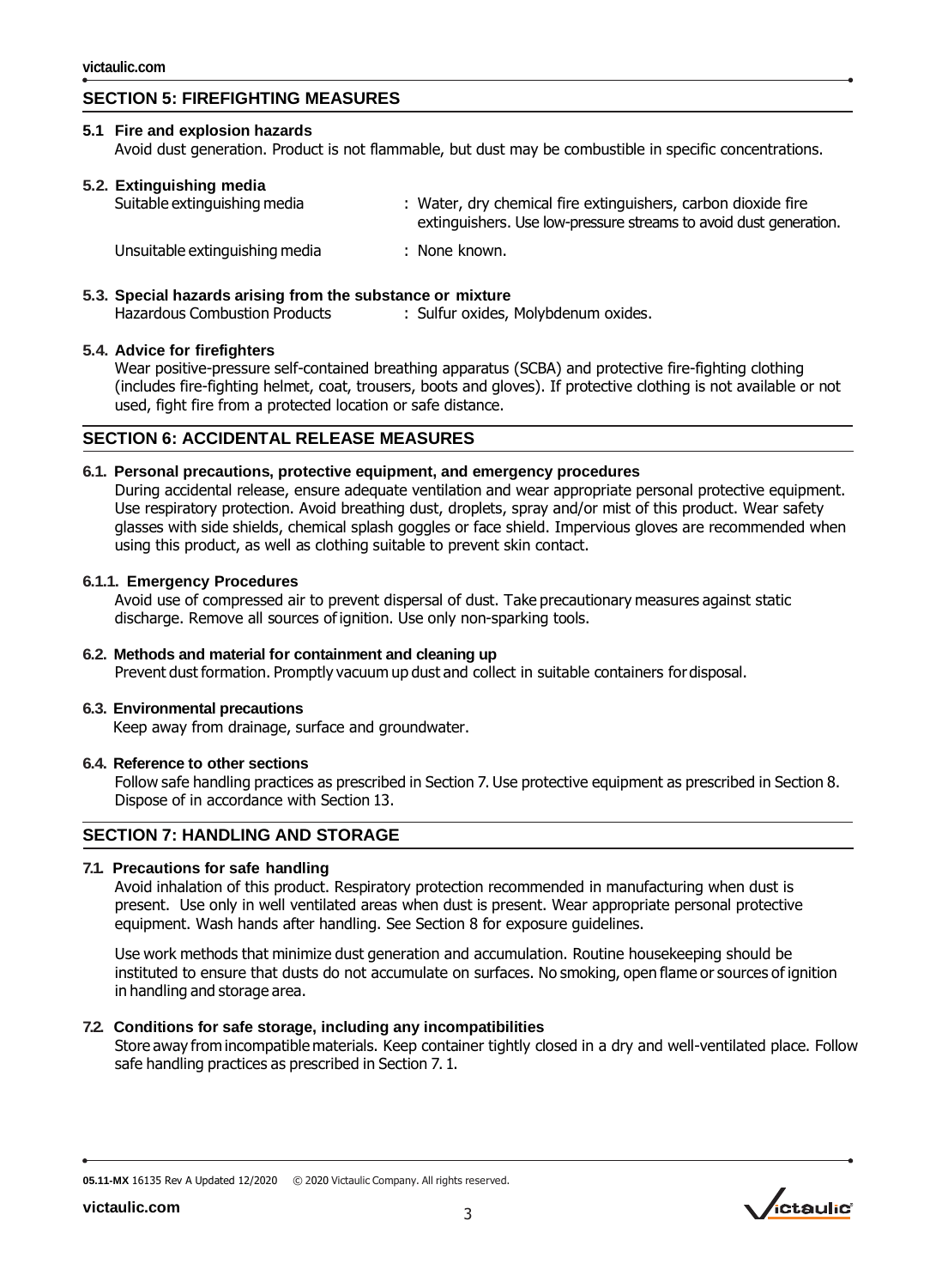## SECTION 5: FIREFIGHTING MEASURES

### 5.1 Fire and explosion hazards

Avoid dust generation. Product is not flammable, but dust may be combustible in specific concentrations.

### 5.2. Extinguishing media

Suitable extinguishing media : Water, dry chemical fire extinguishers, carbon dioxide fire extinguishers. Use low-pressure streams to avoid dust generation.

Unsuitable extinguishing media : None known.

### 5.3. Special hazards arising from the substance or mixture

Hazardous Combustion Products : Sulfur oxides, Molybdenum oxides.

### 5.4. Advice for firefighters

Wear positive-pressure self-contained breathing apparatus (SCBA) and protective fire-fighting clothing (includes fire-fighting helmet, coat, trousers, boots and gloves). If protective clothing is not available or not used, fight fire from a protected location or safe distance.

## SECTION 6: ACCIDENTAL RELEASE MEASURES

### 6.1. Personal precautions, protective equipment, and emergency procedures

During accidental release, ensure adequate ventilation and wear appropriate personal protective equipment. Use respiratory protection. Avoid breathing dust, droplets, spray and/or mist of this product. Wear safety glasses with side shields, chemical splash goggles or face shield. Impervious gloves are recommended when using this product, as well as clothing suitable to prevent skin contact.

### 6.1.1. Emergency Procedures

Avoid use of compressed air to prevent dispersal of dust. Take precautionary measures against static discharge. Remove all sources of ignition. Use only non-sparking tools.

### 6.2. Methods and material for containment and cleaning up

Prevent dust formation. Promptly vacuum up dust and collect in suitable containers for disposal.

### 6.3. Environmental precautions

Keep away from drainage, surface and groundwater.

### 6.4. Reference to other sections

Follow safe handling practices as prescribed in Section 7. Use protective equipment as prescribed in Section 8. Dispose of in accordance with Section 13.

## SECTION 7: HANDLING AND STORAGE

### 7.1. Precautions for safe handling

Avoid inhalation of this product. Respiratory protection recommended in manufacturing when dust is present. Use only in well ventilated areas when dust is present. Wear appropriate personal protective equipment. Wash hands after handling. See Section 8 for exposure guidelines.

Use work methods that minimize dust generation and accumulation. Routine housekeeping should be instituted to ensure that dusts do not accumulate on surfaces. No smoking, open flame or sources of ignition in handling and storage area.

### 7.2. Conditions for safe storage, including any incompatibilities

Store away from incompatible materials. Keep container tightly closed in a dry and well-ventilated place. Follow safe handling practices as prescribed in Section 7. 1.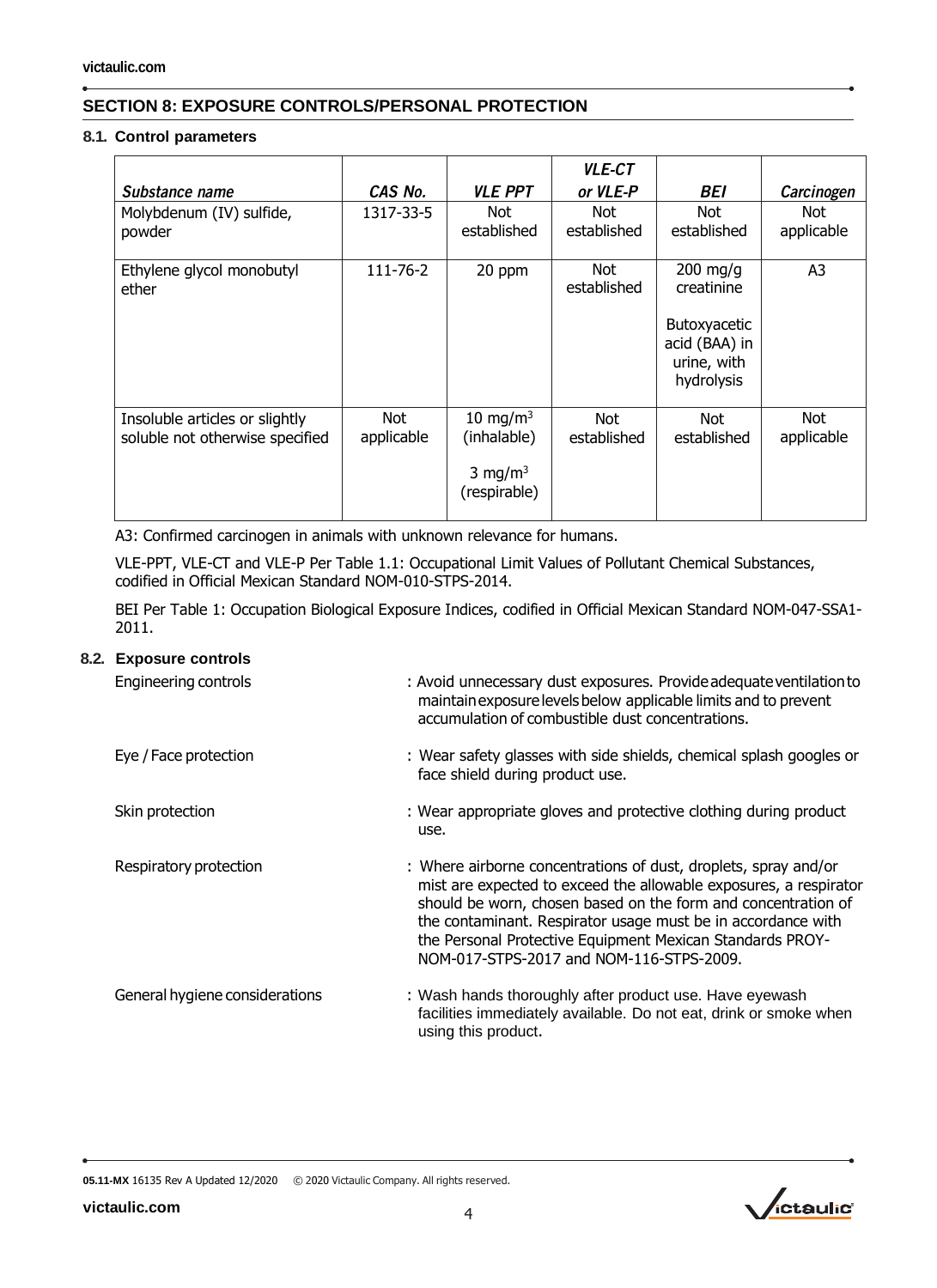## SECTION 8: EXPOSURE CONTROLS/PERSONAL PROTECTION

### 8.1. Control parameters

| *Substance name* | *CAS No.* | *VLE PPT* | *VLE-CT or VLE-P* | *BEI* | *Carcinogen* |
|---|---|---|---|---|---|
| Molybdenum (IV) sulfide, powder | 1317-33-5 | Not established | Not established | Not established | Not applicable |
| Ethylene glycol monobutyl ether | 111-76-2 | 20 ppm | Not established | 200 mg/g creatinine<br><br>Butoxyacetic acid (BAA) in urine, with hydrolysis | A3 |
| Insoluble articles or slightly soluble not otherwise specified | Not applicable | 10 $mg/m^3$ (inhalable)<br><br>3 $mg/m^3$ (respirable) | Not established | Not established | Not applicable |

A3: Confirmed carcinogen in animals with unknown relevance for humans.

VLE-PPT, VLE-CT and VLE-P Per Table 1.1: Occupational Limit Values of Pollutant Chemical Substances, codified in Official Mexican Standard NOM-010-STPS-2014.

BEI Per Table 1: Occupation Biological Exposure Indices, codified in Official Mexican Standard NOM-047-SSA1-2011.

### 8.2. Exposure controls

Engineering controls : Avoid unnecessary dust exposures. Provide adequate ventilation to maintain exposure levels below applicable limits and to prevent accumulation of combustible dust concentrations.

Eye / Face protection : Wear safety glasses with side shields, chemical splash googles or face shield during product use.

Skin protection : Wear appropriate gloves and protective clothing during product use.

Respiratory protection : Where airborne concentrations of dust, droplets, spray and/or mist are expected to exceed the allowable exposures, a respirator should be worn, chosen based on the form and concentration of the contaminant. Respirator usage must be in accordance with the Personal Protective Equipment Mexican Standards PROY-NOM-017-STPS-2017 and NOM-116-STPS-2009.

General hygiene considerations : Wash hands thoroughly after product use. Have eyewash facilities immediately available. Do not eat, drink or smoke when using this product.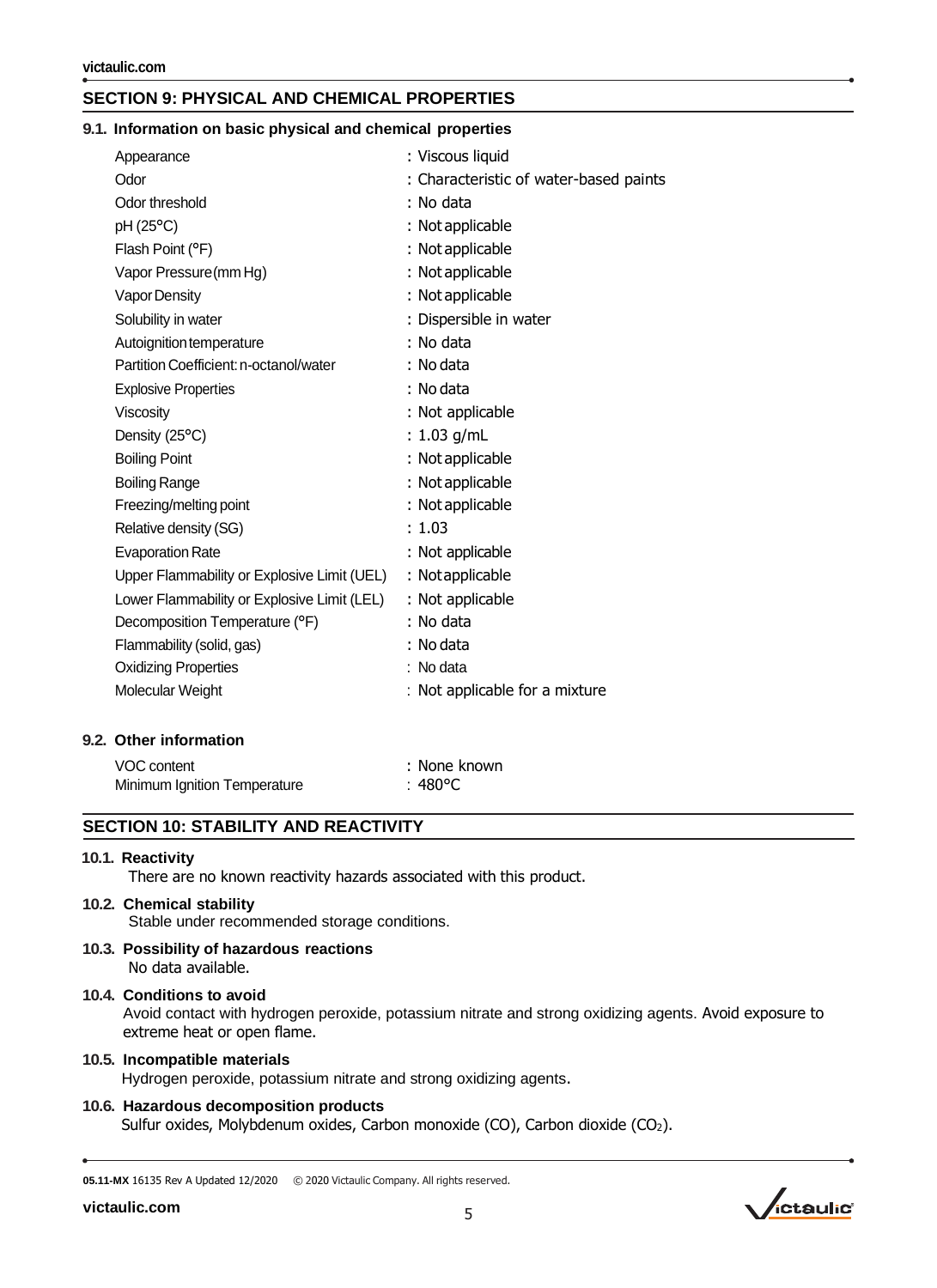## SECTION 9: PHYSICAL AND CHEMICAL PROPERTIES

### 9.1. Information on basic physical and chemical properties

| Property | Value |
|---|---|
| Appearance | : Viscous liquid |
| Odor | : Characteristic of water-based paints |
| Odor threshold | : No data |
| pH (25°C) | : Not applicable |
| Flash Point (°F) | : Not applicable |
| Vapor Pressure (mm Hg) | : Not applicable |
| Vapor Density | : Not applicable |
| Solubility in water | : Dispersible in water |
| Autoignition temperature | : No data |
| Partition Coefficient: n-octanol/water | : No data |
| Explosive Properties | : No data |
| Viscosity | : Not applicable |
| Density (25°C) | : 1.03 g/mL |
| Boiling Point | : Not applicable |
| Boiling Range | : Not applicable |
| Freezing/melting point | : Not applicable |
| Relative density (SG) | : 1.03 |
| Evaporation Rate | : Not applicable |
| Upper Flammability or Explosive Limit (UEL) | : Not applicable |
| Lower Flammability or Explosive Limit (LEL) | : Not applicable |
| Decomposition Temperature (°F) | : No data |
| Flammability (solid, gas) | : No data |
| Oxidizing Properties | : No data |
| Molecular Weight | : Not applicable for a mixture |

### 9.2. Other information

| Property | Value |
|---|---|
| VOC content | : None known |
| Minimum Ignition Temperature | : 480°C |

## SECTION 10: STABILITY AND REACTIVITY

### 10.1. Reactivity

There are no known reactivity hazards associated with this product.

### 10.2. Chemical stability

Stable under recommended storage conditions.

### 10.3. Possibility of hazardous reactions

No data available.

### 10.4. Conditions to avoid

Avoid contact with hydrogen peroxide, potassium nitrate and strong oxidizing agents. Avoid exposure to extreme heat or open flame.

### 10.5. Incompatible materials

Hydrogen peroxide, potassium nitrate and strong oxidizing agents.

### 10.6. Hazardous decomposition products

Sulfur oxides, Molybdenum oxides, Carbon monoxide (CO), Carbon dioxide ($CO_2$).

**05.11-MX** 16135 Rev A Updated 12/2020 © 2020 Victaulic Company. All rights reserved.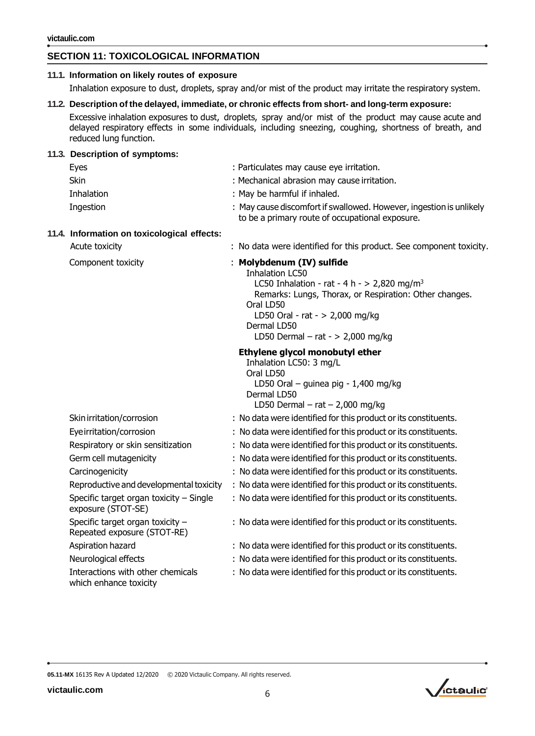## SECTION 11: TOXICOLOGICAL INFORMATION

### 11.1. Information on likely routes of exposure

Inhalation exposure to dust, droplets, spray and/or mist of the product may irritate the respiratory system.

### 11.2. Description of the delayed, immediate, or chronic effects from short- and long-term exposure:

Excessive inhalation exposures to dust, droplets, spray and/or mist of the product may cause acute and delayed respiratory effects in some individuals, including sneezing, coughing, shortness of breath, and reduced lung function.

### 11.3. Description of symptoms:

| | |
|---|---|
| Eyes | : Particulates may cause eye irritation. |
| Skin | : Mechanical abrasion may cause irritation. |
| Inhalation | : May be harmful if inhaled. |
| Ingestion | : May cause discomfort if swallowed. However, ingestion is unlikely to be a primary route of occupational exposure. |

### 11.4. Information on toxicological effects:

Acute toxicity : No data were identified for this product. See component toxicity.

Component toxicity :

**Molybdenum (IV) sulfide**

- Inhalation LC50
  - LC50 Inhalation - rat - 4 h - > 2,820 mg/m$^3$
  - Remarks: Lungs, Thorax, or Respiration: Other changes.
- Oral LD50
  - LD50 Oral - rat - > 2,000 mg/kg
- Dermal LD50
  - LD50 Dermal – rat - > 2,000 mg/kg

**Ethylene glycol monobutyl ether**

- Inhalation LC50: 3 mg/L
- Oral LD50
  - LD50 Oral – guinea pig - 1,400 mg/kg
- Dermal LD50
  - LD50 Dermal – rat – 2,000 mg/kg

| | |
|---|---|
| Skin irritation/corrosion | : No data were identified for this product or its constituents. |
| Eye irritation/corrosion | : No data were identified for this product or its constituents. |
| Respiratory or skin sensitization | : No data were identified for this product or its constituents. |
| Germ cell mutagenicity | : No data were identified for this product or its constituents. |
| Carcinogenicity | : No data were identified for this product or its constituents. |
| Reproductive and developmental toxicity | : No data were identified for this product or its constituents. |
| Specific target organ toxicity – Single exposure (STOT-SE) | : No data were identified for this product or its constituents. |
| Specific target organ toxicity – Repeated exposure (STOT-RE) | : No data were identified for this product or its constituents. |
| Aspiration hazard | : No data were identified for this product or its constituents. |
| Neurological effects | : No data were identified for this product or its constituents. |
| Interactions with other chemicals which enhance toxicity | : No data were identified for this product or its constituents. |

**05.11-MX** 16135 Rev A Updated 12/2020 © 2020 Victaulic Company. All rights reserved.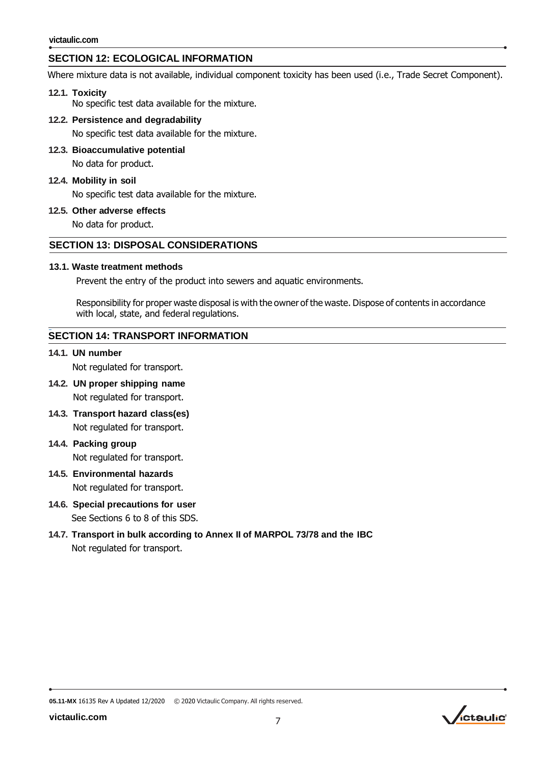## SECTION 12: ECOLOGICAL INFORMATION

Where mixture data is not available, individual component toxicity has been used (i.e., Trade Secret Component).

### 12.1. Toxicity

No specific test data available for the mixture.

### 12.2. Persistence and degradability

No specific test data available for the mixture.

### 12.3. Bioaccumulative potential

No data for product.

### 12.4. Mobility in soil

No specific test data available for the mixture.

### 12.5. Other adverse effects

No data for product.

## SECTION 13: DISPOSAL CONSIDERATIONS

### 13.1. Waste treatment methods

Prevent the entry of the product into sewers and aquatic environments.

Responsibility for proper waste disposal is with the owner of the waste. Dispose of contents in accordance with local, state, and federal regulations.

## SECTION 14: TRANSPORT INFORMATION

### 14.1. UN number

Not regulated for transport.

### 14.2. UN proper shipping name

Not regulated for transport.

### 14.3. Transport hazard class(es)

Not regulated for transport.

### 14.4. Packing group

Not regulated for transport.

### 14.5. Environmental hazards

Not regulated for transport.

### 14.6. Special precautions for user

See Sections 6 to 8 of this SDS.

### 14.7. Transport in bulk according to Annex II of MARPOL 73/78 and the IBC

Not regulated for transport.

**05.11-MX** 16135 Rev A Updated 12/2020 © 2020 Victaulic Company. All rights reserved.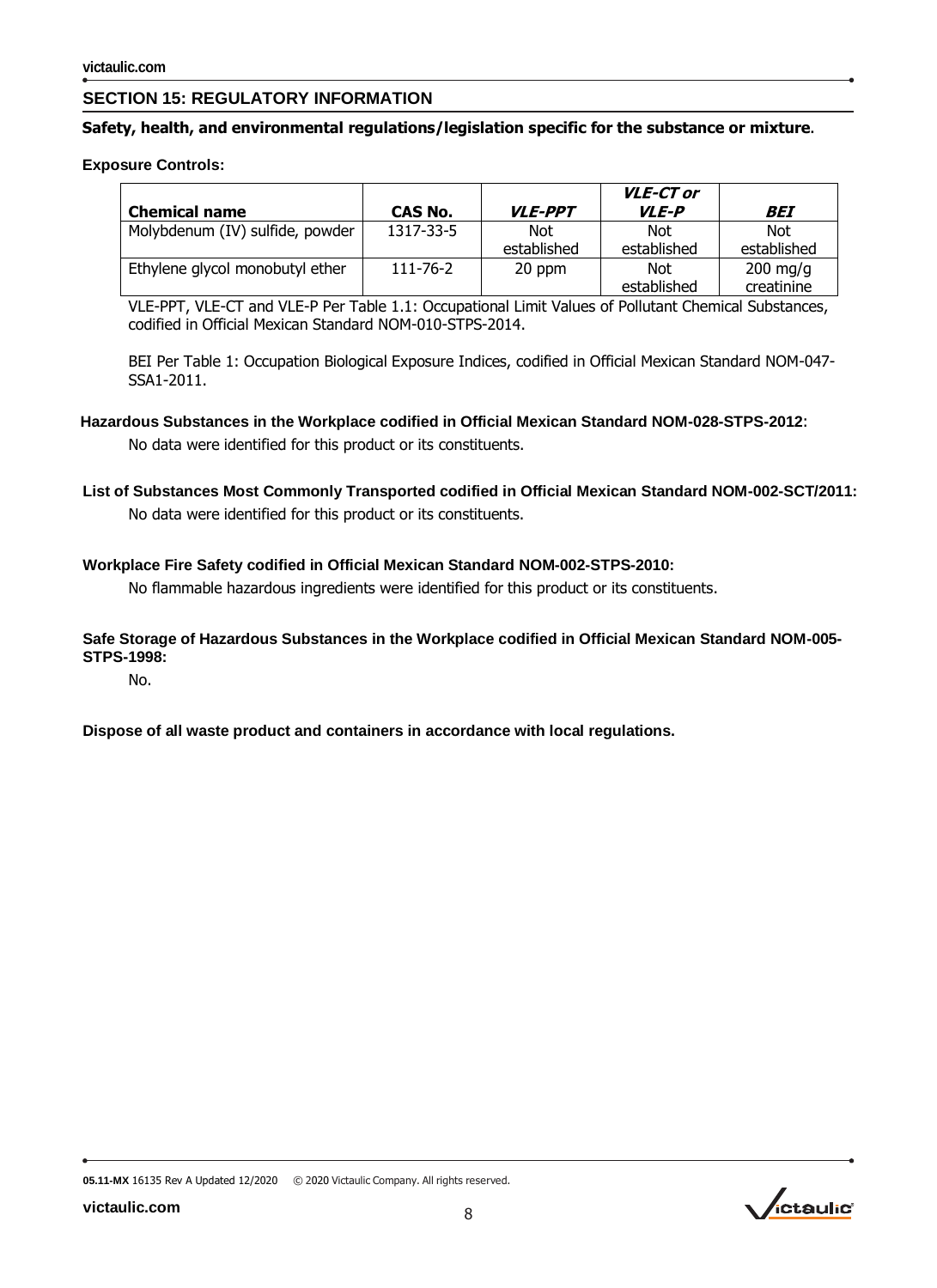## SECTION 15: REGULATORY INFORMATION

**Safety, health, and environmental regulations/legislation specific for the substance or mixture.**

**Exposure Controls:**

| Chemical name | CAS No. | *VLE-PPT* | *VLE-CT or VLE-P* | *BEI* |
|---|---|---|---|---|
| Molybdenum (IV) sulfide, powder | 1317-33-5 | Not established | Not established | Not established |
| Ethylene glycol monobutyl ether | 111-76-2 | 20 ppm | Not established | 200 mg/g creatinine |

VLE-PPT, VLE-CT and VLE-P Per Table 1.1: Occupational Limit Values of Pollutant Chemical Substances, codified in Official Mexican Standard NOM-010-STPS-2014.

BEI Per Table 1: Occupation Biological Exposure Indices, codified in Official Mexican Standard NOM-047-SSA1-2011.

**Hazardous Substances in the Workplace codified in Official Mexican Standard NOM-028-STPS-2012:**

No data were identified for this product or its constituents.

**List of Substances Most Commonly Transported codified in Official Mexican Standard NOM-002-SCT/2011:**

No data were identified for this product or its constituents.

**Workplace Fire Safety codified in Official Mexican Standard NOM-002-STPS-2010:**

No flammable hazardous ingredients were identified for this product or its constituents.

**Safe Storage of Hazardous Substances in the Workplace codified in Official Mexican Standard NOM-005-STPS-1998:**

No.

**Dispose of all waste product and containers in accordance with local regulations.**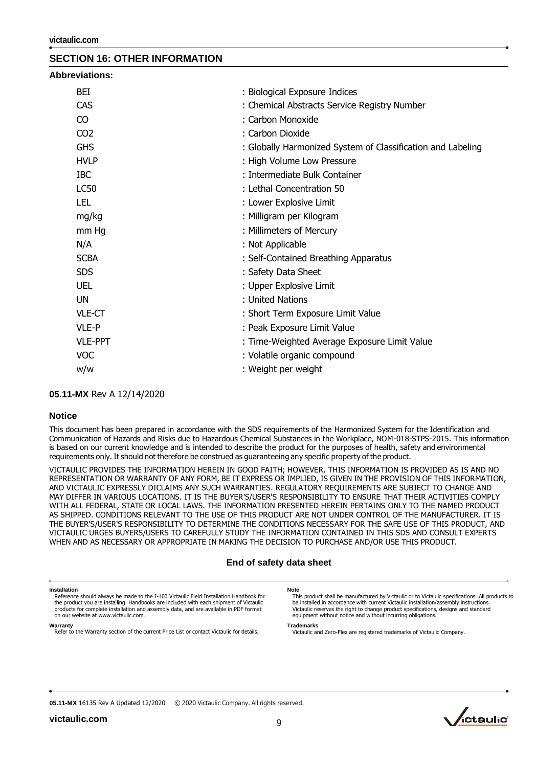## SECTION 16: OTHER INFORMATION

**Abbreviations:**

| | |
|---|---|
| BEI | : Biological Exposure Indices |
| CAS | : Chemical Abstracts Service Registry Number |
| CO | : Carbon Monoxide |
| $CO_2$ | : Carbon Dioxide |
| GHS | : Globally Harmonized System of Classification and Labeling |
| HVLP | : High Volume Low Pressure |
| IBC | : Intermediate Bulk Container |
| LC50 | : Lethal Concentration 50 |
| LEL | : Lower Explosive Limit |
| mg/kg | : Milligram per Kilogram |
| mm Hg | : Millimeters of Mercury |
| N/A | : Not Applicable |
| SCBA | : Self-Contained Breathing Apparatus |
| SDS | : Safety Data Sheet |
| UEL | : Upper Explosive Limit |
| UN | : United Nations |
| VLE-CT | : Short Term Exposure Limit Value |
| VLE-P | : Peak Exposure Limit Value |
| VLE-PPT | : Time-Weighted Average Exposure Limit Value |
| VOC | : Volatile organic compound |
| w/w | : Weight per weight |

**05.11-MX** Rev A 12/14/2020

### Notice

This document has been prepared in accordance with the SDS requirements of the Harmonized System for the Identification and Communication of Hazards and Risks due to Hazardous Chemical Substances in the Workplace, NOM-018-STPS-2015. This information is based on our current knowledge and is intended to describe the product for the purposes of health, safety and environmental requirements only. It should not therefore be construed as guaranteeing any specific property of the product.

VICTAULIC PROVIDES THE INFORMATION HEREIN IN GOOD FAITH; HOWEVER, THIS INFORMATION IS PROVIDED AS IS AND NO REPRESENTATION OR WARRANTY OF ANY FORM, BE IT EXPRESS OR IMPLIED, IS GIVEN IN THE PROVISION OF THIS INFORMATION, AND VICTAULIC EXPRESSLY DICLAIMS ANY SUCH WARRANTIES. REGULATORY REQUIREMENTS ARE SUBJECT TO CHANGE AND MAY DIFFER IN VARIOUS LOCATIONS. IT IS THE BUYER'S/USER'S RESPONSIBILITY TO ENSURE THAT THEIR ACTIVITIES COMPLY WITH ALL FEDERAL, STATE OR LOCAL LAWS. THE INFORMATION PRESENTED HEREIN PERTAINS ONLY TO THE NAMED PRODUCT AS SHIPPED. CONDITIONS RELEVANT TO THE USE OF THIS PRODUCT ARE NOT UNDER CONTROL OF THE MANUFACTURER. IT IS THE BUYER'S/USER'S RESPONSIBILITY TO DETERMINE THE CONDITIONS NECESSARY FOR THE SAFE USE OF THIS PRODUCT, AND VICTAULIC URGES BUYERS/USERS TO CAREFULLY STUDY THE INFORMATION CONTAINED IN THIS SDS AND CONSULT EXPERTS WHEN AND AS NECESSARY OR APPROPRIATE IN MAKING THE DECISION TO PURCHASE AND/OR USE THIS PRODUCT.

**End of safety data sheet**

**Installation**
Reference should always be made to the I-100 Victaulic Field Installation Handbook for the product you are installing. Handbooks are included with each shipment of Victaulic products for complete installation and assembly data, and are available in PDF format on our website at www.victaulic.com.

**Warranty**
Refer to the Warranty section of the current Price List or contact Victaulic for details.

**Note**
This product shall be manufactured by Victaulic or to Victaulic specifications. All products to be installed in accordance with current Victaulic installation/assembly instructions. Victaulic reserves the right to change product specifications, designs and standard equipment without notice and without incurring obligations.

**Trademarks**
Victaulic and Zero-Flex are registered trademarks of Victaulic Company.

**05.11-MX** 16135 Rev A Updated 12/2020 © 2020 Victaulic Company. All rights reserved.